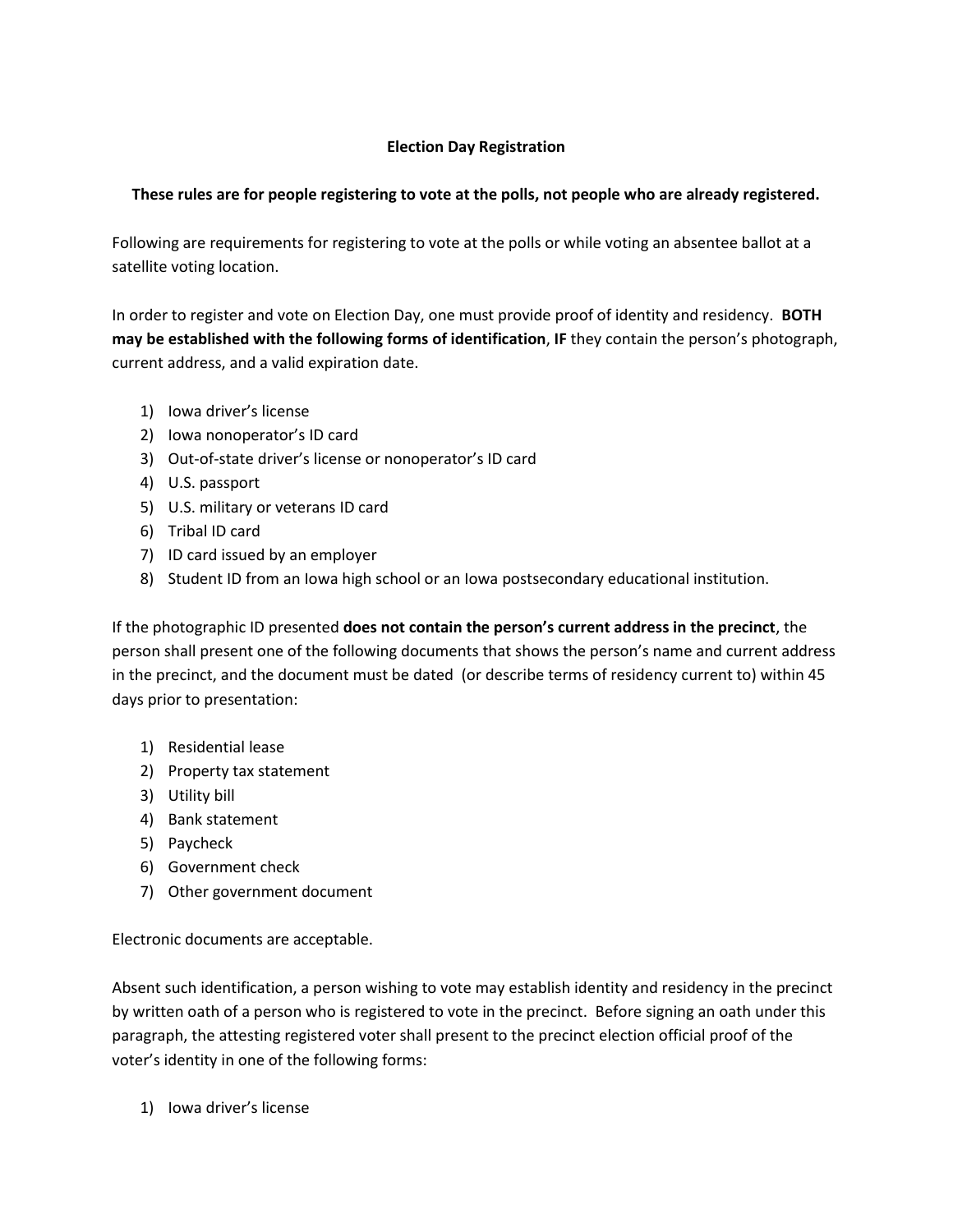# Election Day Registration

**These rules are for people registering to vote at the polls, not people who are already registered.**

Following are requirements for registering to vote at the polls or while voting an absentee ballot at a satellite voting location.

In order to register and vote on Election Day, one must provide proof of identity and residency. **BOTH may be established with the following forms of identification**, **IF** they contain the person's photograph, current address, and a valid expiration date.

1) Iowa driver's license
2) Iowa nonoperator's ID card
3) Out-of-state driver's license or nonoperator's ID card
4) U.S. passport
5) U.S. military or veterans ID card
6) Tribal ID card
7) ID card issued by an employer
8) Student ID from an Iowa high school or an Iowa postsecondary educational institution.

If the photographic ID presented **does not contain the person's current address in the precinct**, the person shall present one of the following documents that shows the person's name and current address in the precinct, and the document must be dated (or describe terms of residency current to) within 45 days prior to presentation:

1) Residential lease
2) Property tax statement
3) Utility bill
4) Bank statement
5) Paycheck
6) Government check
7) Other government document

Electronic documents are acceptable.

Absent such identification, a person wishing to vote may establish identity and residency in the precinct by written oath of a person who is registered to vote in the precinct. Before signing an oath under this paragraph, the attesting registered voter shall present to the precinct election official proof of the voter's identity in one of the following forms:

1) Iowa driver's license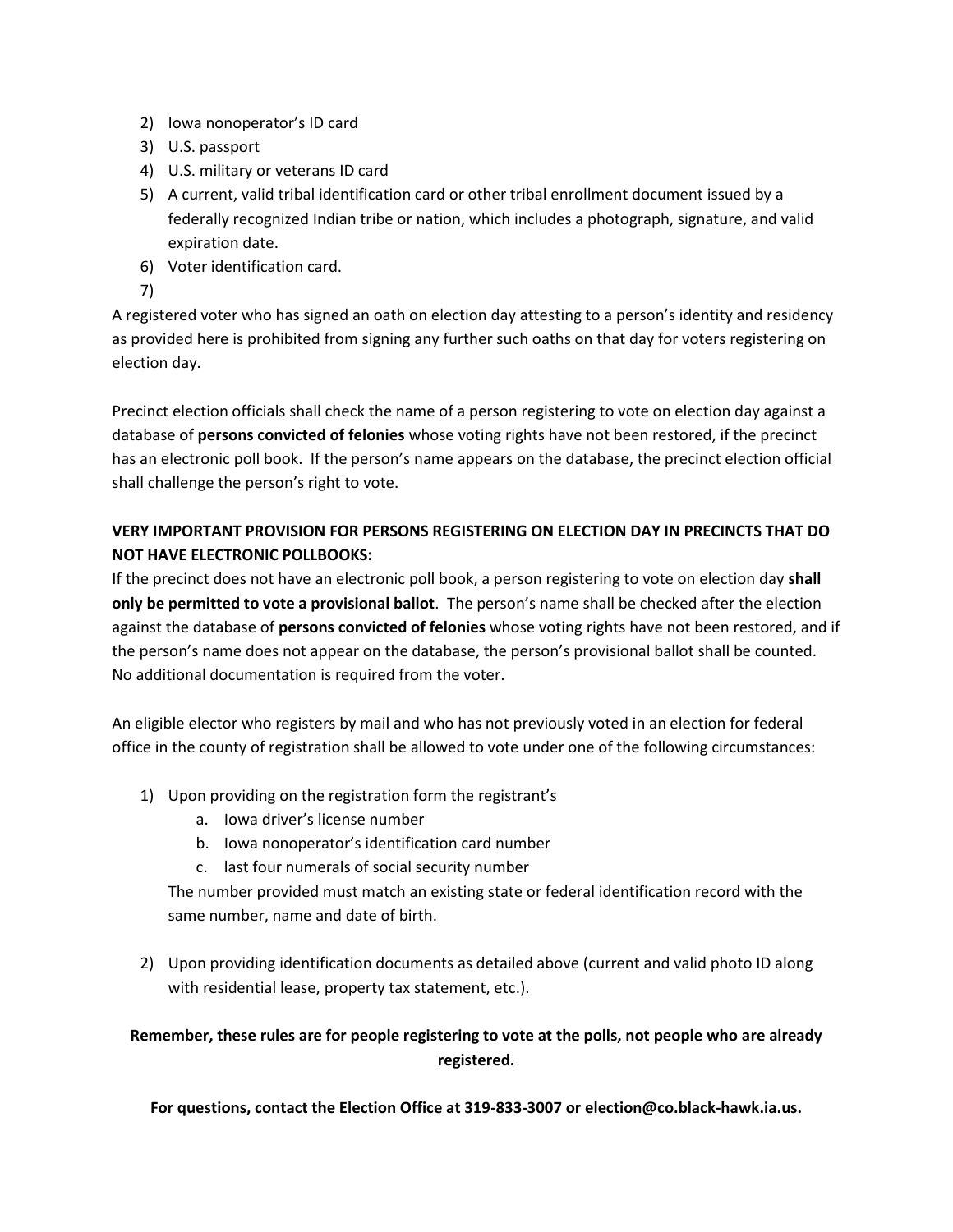2) Iowa nonoperator's ID card
3) U.S. passport
4) U.S. military or veterans ID card
5) A current, valid tribal identification card or other tribal enrollment document issued by a federally recognized Indian tribe or nation, which includes a photograph, signature, and valid expiration date.
6) Voter identification card.
7) 

A registered voter who has signed an oath on election day attesting to a person's identity and residency as provided here is prohibited from signing any further such oaths on that day for voters registering on election day.

Precinct election officials shall check the name of a person registering to vote on election day against a database of **persons convicted of felonies** whose voting rights have not been restored, if the precinct has an electronic poll book. If the person's name appears on the database, the precinct election official shall challenge the person's right to vote.

**VERY IMPORTANT PROVISION FOR PERSONS REGISTERING ON ELECTION DAY IN PRECINCTS THAT DO NOT HAVE ELECTRONIC POLLBOOKS:**

If the precinct does not have an electronic poll book, a person registering to vote on election day **shall only be permitted to vote a provisional ballot**. The person's name shall be checked after the election against the database of **persons convicted of felonies** whose voting rights have not been restored, and if the person's name does not appear on the database, the person's provisional ballot shall be counted. No additional documentation is required from the voter.

An eligible elector who registers by mail and who has not previously voted in an election for federal office in the county of registration shall be allowed to vote under one of the following circumstances:

1) Upon providing on the registration form the registrant's
   a. Iowa driver's license number
   b. Iowa nonoperator's identification card number
   c. last four numerals of social security number

   The number provided must match an existing state or federal identification record with the same number, name and date of birth.

2) Upon providing identification documents as detailed above (current and valid photo ID along with residential lease, property tax statement, etc.).

**Remember, these rules are for people registering to vote at the polls, not people who are already registered.**

**For questions, contact the Election Office at 319-833-3007 or election@co.black-hawk.ia.us.**